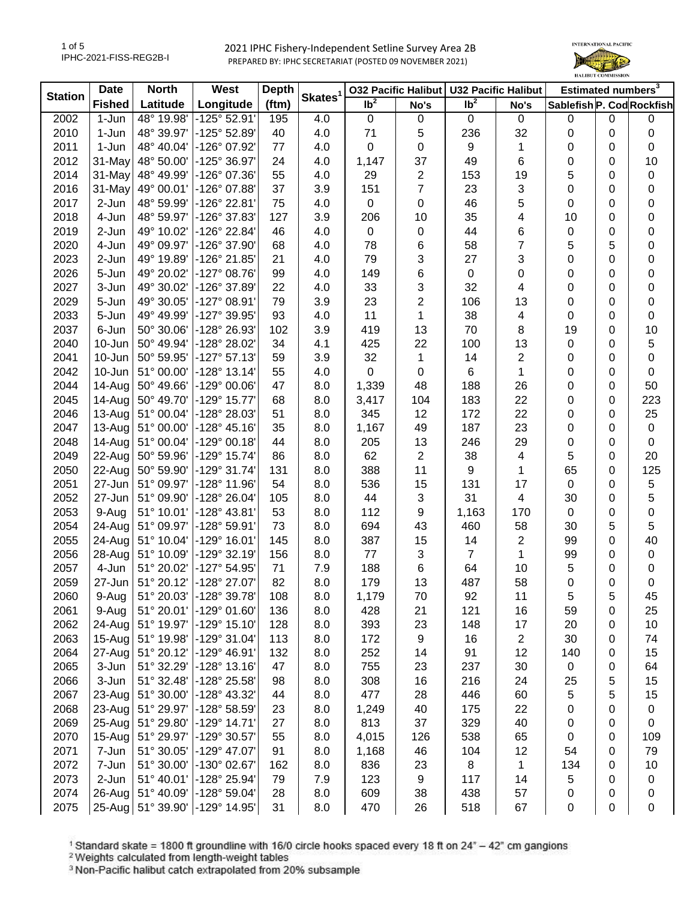2021 IPHC Fishery-Independent Setline Survey Area 2B

PREPARED BY: IPHC SECRETARIAT (POSTED 09 NOVEMBER 2021)

| Station | Date | North | West | Depth | Skates[1] | O32 Pacific Halibut | | U32 Pacific Halibut | | Estimated numbers[3] | | |
|---|---|---|---|---|---|---|---|---|---|---|---|---|
| | Fished | Latitude | Longitude | (ftm) | | lb[2] | No's | lb[2] | No's | Sablefish | P. Cod | Rockfish |
| 2002 | 1-Jun | 48° 19.98' | -125° 52.91' | 195 | 4.0 | 0 | 0 | 0 | 0 | 0 | 0 | 0 |
| 2010 | 1-Jun | 48° 39.97' | -125° 52.89' | 40 | 4.0 | 71 | 5 | 236 | 32 | 0 | 0 | 0 |
| 2011 | 1-Jun | 48° 40.04' | -126° 07.92' | 77 | 4.0 | 0 | 0 | 9 | 1 | 0 | 0 | 0 |
| 2012 | 31-May | 48° 50.00' | -125° 36.97' | 24 | 4.0 | 1,147 | 37 | 49 | 6 | 0 | 0 | 10 |
| 2014 | 31-May | 48° 49.99' | -126° 07.36' | 55 | 4.0 | 29 | 2 | 153 | 19 | 5 | 0 | 0 |
| 2016 | 31-May | 49° 00.01' | -126° 07.88' | 37 | 3.9 | 151 | 7 | 23 | 3 | 0 | 0 | 0 |
| 2017 | 2-Jun | 48° 59.99' | -126° 22.81' | 75 | 4.0 | 0 | 0 | 46 | 5 | 0 | 0 | 0 |
| 2018 | 4-Jun | 48° 59.97' | -126° 37.83' | 127 | 3.9 | 206 | 10 | 35 | 4 | 10 | 0 | 0 |
| 2019 | 2-Jun | 49° 10.02' | -126° 22.84' | 46 | 4.0 | 0 | 0 | 44 | 6 | 0 | 0 | 0 |
| 2020 | 4-Jun | 49° 09.97' | -126° 37.90' | 68 | 4.0 | 78 | 6 | 58 | 7 | 5 | 5 | 0 |
| 2023 | 2-Jun | 49° 19.89' | -126° 21.85' | 21 | 4.0 | 79 | 3 | 27 | 3 | 0 | 0 | 0 |
| 2026 | 5-Jun | 49° 20.02' | -127° 08.76' | 99 | 4.0 | 149 | 6 | 0 | 0 | 0 | 0 | 0 |
| 2027 | 3-Jun | 49° 30.02' | -126° 37.89' | 22 | 4.0 | 33 | 3 | 32 | 4 | 0 | 0 | 0 |
| 2029 | 5-Jun | 49° 30.05' | -127° 08.91' | 79 | 3.9 | 23 | 2 | 106 | 13 | 0 | 0 | 0 |
| 2033 | 5-Jun | 49° 49.99' | -127° 39.95' | 93 | 4.0 | 11 | 1 | 38 | 4 | 0 | 0 | 0 |
| 2037 | 6-Jun | 50° 30.06' | -128° 26.93' | 102 | 3.9 | 419 | 13 | 70 | 8 | 19 | 0 | 10 |
| 2040 | 10-Jun | 50° 49.94' | -128° 28.02' | 34 | 4.1 | 425 | 22 | 100 | 13 | 0 | 0 | 5 |
| 2041 | 10-Jun | 50° 59.95' | -127° 57.13' | 59 | 3.9 | 32 | 1 | 14 | 2 | 0 | 0 | 0 |
| 2042 | 10-Jun | 51° 00.00' | -128° 13.14' | 55 | 4.0 | 0 | 0 | 6 | 1 | 0 | 0 | 0 |
| 2044 | 14-Aug | 50° 49.66' | -129° 00.06' | 47 | 8.0 | 1,339 | 48 | 188 | 26 | 0 | 0 | 50 |
| 2045 | 14-Aug | 50° 49.70' | -129° 15.77' | 68 | 8.0 | 3,417 | 104 | 183 | 22 | 0 | 0 | 223 |
| 2046 | 13-Aug | 51° 00.04' | -128° 28.03' | 51 | 8.0 | 345 | 12 | 172 | 22 | 0 | 0 | 25 |
| 2047 | 13-Aug | 51° 00.00' | -128° 45.16' | 35 | 8.0 | 1,167 | 49 | 187 | 23 | 0 | 0 | 0 |
| 2048 | 14-Aug | 51° 00.04' | -129° 00.18' | 44 | 8.0 | 205 | 13 | 246 | 29 | 0 | 0 | 0 |
| 2049 | 22-Aug | 50° 59.96' | -129° 15.74' | 86 | 8.0 | 62 | 2 | 38 | 4 | 5 | 0 | 20 |
| 2050 | 22-Aug | 50° 59.90' | -129° 31.74' | 131 | 8.0 | 388 | 11 | 9 | 1 | 65 | 0 | 125 |
| 2051 | 27-Jun | 51° 09.97' | -128° 11.96' | 54 | 8.0 | 536 | 15 | 131 | 17 | 0 | 0 | 5 |
| 2052 | 27-Jun | 51° 09.90' | -128° 26.04' | 105 | 8.0 | 44 | 3 | 31 | 4 | 30 | 0 | 5 |
| 2053 | 9-Aug | 51° 10.01' | -128° 43.81' | 53 | 8.0 | 112 | 9 | 1,163 | 170 | 0 | 0 | 0 |
| 2054 | 24-Aug | 51° 09.97' | -128° 59.91' | 73 | 8.0 | 694 | 43 | 460 | 58 | 30 | 5 | 5 |
| 2055 | 24-Aug | 51° 10.04' | -129° 16.01' | 145 | 8.0 | 387 | 15 | 14 | 2 | 99 | 0 | 40 |
| 2056 | 28-Aug | 51° 10.09' | -129° 32.19' | 156 | 8.0 | 77 | 3 | 7 | 1 | 99 | 0 | 0 |
| 2057 | 4-Jun | 51° 20.02' | -127° 54.95' | 71 | 7.9 | 188 | 6 | 64 | 10 | 5 | 0 | 0 |
| 2059 | 27-Jun | 51° 20.12' | -128° 27.07' | 82 | 8.0 | 179 | 13 | 487 | 58 | 0 | 0 | 0 |
| 2060 | 9-Aug | 51° 20.03' | -128° 39.78' | 108 | 8.0 | 1,179 | 70 | 92 | 11 | 5 | 5 | 45 |
| 2061 | 9-Aug | 51° 20.01' | -129° 01.60' | 136 | 8.0 | 428 | 21 | 121 | 16 | 59 | 0 | 25 |
| 2062 | 24-Aug | 51° 19.97' | -129° 15.10' | 128 | 8.0 | 393 | 23 | 148 | 17 | 20 | 0 | 10 |
| 2063 | 15-Aug | 51° 19.98' | -129° 31.04' | 113 | 8.0 | 172 | 9 | 16 | 2 | 30 | 0 | 74 |
| 2064 | 27-Aug | 51° 20.12' | -129° 46.91' | 132 | 8.0 | 252 | 14 | 91 | 12 | 140 | 0 | 15 |
| 2065 | 3-Jun | 51° 32.29' | -128° 13.16' | 47 | 8.0 | 755 | 23 | 237 | 30 | 0 | 0 | 64 |
| 2066 | 3-Jun | 51° 32.48' | -128° 25.58' | 98 | 8.0 | 308 | 16 | 216 | 24 | 25 | 5 | 15 |
| 2067 | 23-Aug | 51° 30.00' | -128° 43.32' | 44 | 8.0 | 477 | 28 | 446 | 60 | 5 | 5 | 15 |
| 2068 | 23-Aug | 51° 29.97' | -128° 58.59' | 23 | 8.0 | 1,249 | 40 | 175 | 22 | 0 | 0 | 0 |
| 2069 | 25-Aug | 51° 29.80' | -129° 14.71' | 27 | 8.0 | 813 | 37 | 329 | 40 | 0 | 0 | 0 |
| 2070 | 15-Aug | 51° 29.97' | -129° 30.57' | 55 | 8.0 | 4,015 | 126 | 538 | 65 | 0 | 0 | 109 |
| 2071 | 7-Jun | 51° 30.05' | -129° 47.07' | 91 | 8.0 | 1,168 | 46 | 104 | 12 | 54 | 0 | 79 |
| 2072 | 7-Jun | 51° 30.00' | -130° 02.67' | 162 | 8.0 | 836 | 23 | 8 | 1 | 134 | 0 | 10 |
| 2073 | 2-Jun | 51° 40.01' | -128° 25.94' | 79 | 7.9 | 123 | 9 | 117 | 14 | 5 | 0 | 0 |
| 2074 | 26-Aug | 51° 40.09' | -128° 59.04' | 28 | 8.0 | 609 | 38 | 438 | 57 | 0 | 0 | 0 |
| 2075 | 25-Aug | 51° 39.90' | -129° 14.95' | 31 | 8.0 | 470 | 26 | 518 | 67 | 0 | 0 | 0 |

[1] Standard skate = 1800 ft groundline with 16/0 circle hooks spaced every 18 ft on 24" – 42" cm gangions

[2] Weights calculated from length-weight tables

[3] Non-Pacific halibut catch extrapolated from 20% subsample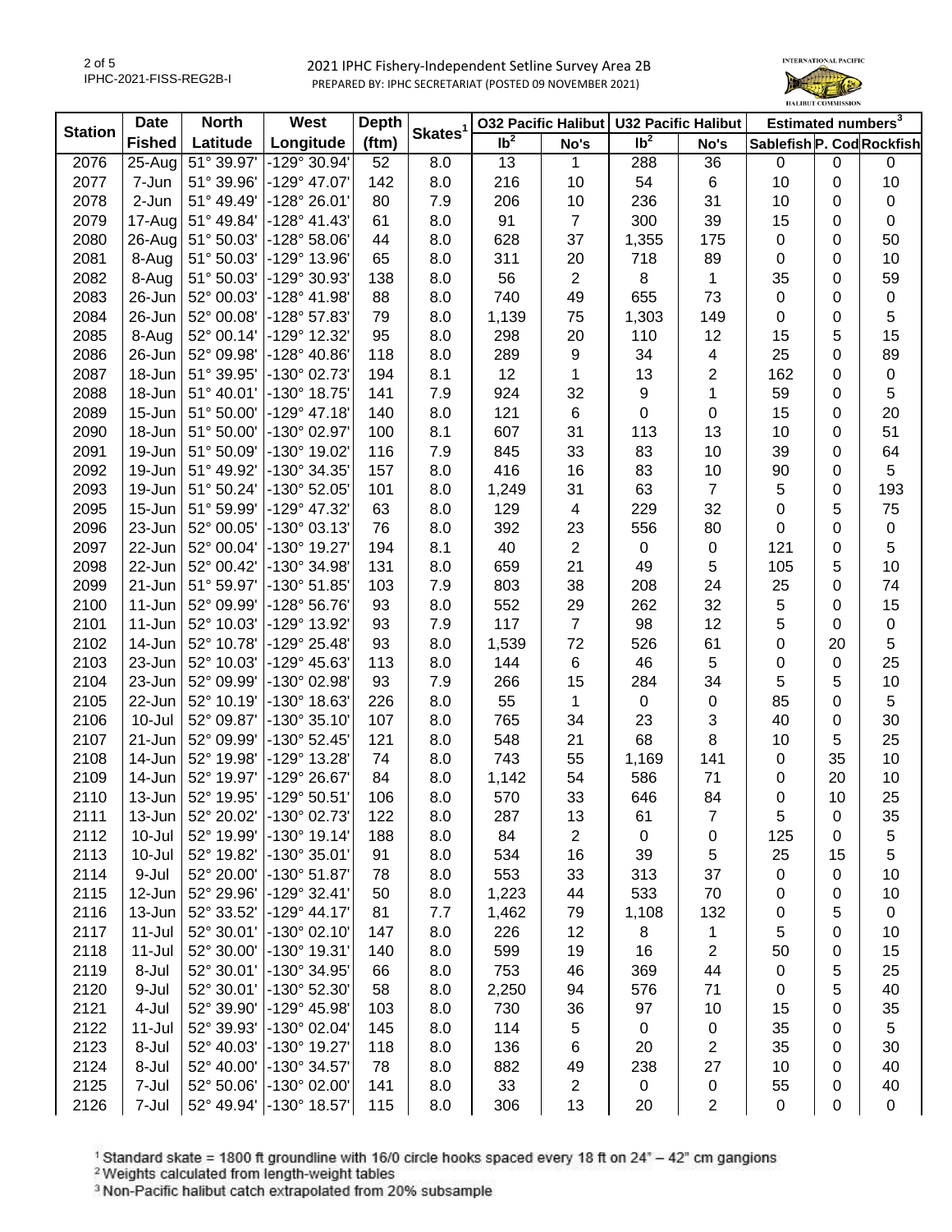# 2021 IPHC Fishery-Independent Setline Survey Area 2B

PREPARED BY: IPHC SECRETARIAT (POSTED 09 NOVEMBER 2021)

| Station | Date | North | West | Depth | Skates[1] | O32 Pacific Halibut | | U32 Pacific Halibut | | Estimated numbers[3] | | |
|---|---|---|---|---|---|---|---|---|---|---|---|---|
| | Fished | Latitude | Longitude | (ftm) | | lb[2] | No's | lb[2] | No's | Sablefish | P. Cod | Rockfish |
| 2076 | 25-Aug | 51° 39.97' | -129° 30.94' | 52 | 8.0 | 13 | 1 | 288 | 36 | 0 | 0 | 0 |
| 2077 | 7-Jun | 51° 39.96' | -129° 47.07' | 142 | 8.0 | 216 | 10 | 54 | 6 | 10 | 0 | 10 |
| 2078 | 2-Jun | 51° 49.49' | -128° 26.01' | 80 | 7.9 | 206 | 10 | 236 | 31 | 10 | 0 | 0 |
| 2079 | 17-Aug | 51° 49.84' | -128° 41.43' | 61 | 8.0 | 91 | 7 | 300 | 39 | 15 | 0 | 0 |
| 2080 | 26-Aug | 51° 50.03' | -128° 58.06' | 44 | 8.0 | 628 | 37 | 1,355 | 175 | 0 | 0 | 50 |
| 2081 | 8-Aug | 51° 50.03' | -129° 13.96' | 65 | 8.0 | 311 | 20 | 718 | 89 | 0 | 0 | 10 |
| 2082 | 8-Aug | 51° 50.03' | -129° 30.93' | 138 | 8.0 | 56 | 2 | 8 | 1 | 35 | 0 | 59 |
| 2083 | 26-Jun | 52° 00.03' | -128° 41.98' | 88 | 8.0 | 740 | 49 | 655 | 73 | 0 | 0 | 0 |
| 2084 | 26-Jun | 52° 00.08' | -128° 57.83' | 79 | 8.0 | 1,139 | 75 | 1,303 | 149 | 0 | 0 | 5 |
| 2085 | 8-Aug | 52° 00.14' | -129° 12.32' | 95 | 8.0 | 298 | 20 | 110 | 12 | 15 | 5 | 15 |
| 2086 | 26-Jun | 52° 09.98' | -128° 40.86' | 118 | 8.0 | 289 | 9 | 34 | 4 | 25 | 0 | 89 |
| 2087 | 18-Jun | 51° 39.95' | -130° 02.73' | 194 | 8.1 | 12 | 1 | 13 | 2 | 162 | 0 | 0 |
| 2088 | 18-Jun | 51° 40.01' | -130° 18.75' | 141 | 7.9 | 924 | 32 | 9 | 1 | 59 | 0 | 5 |
| 2089 | 15-Jun | 51° 50.00' | -129° 47.18' | 140 | 8.0 | 121 | 6 | 0 | 0 | 15 | 0 | 20 |
| 2090 | 18-Jun | 51° 50.00' | -130° 02.97' | 100 | 8.1 | 607 | 31 | 113 | 13 | 10 | 0 | 51 |
| 2091 | 19-Jun | 51° 50.09' | -130° 19.02' | 116 | 7.9 | 845 | 33 | 83 | 10 | 39 | 0 | 64 |
| 2092 | 19-Jun | 51° 49.92' | -130° 34.35' | 157 | 8.0 | 416 | 16 | 83 | 10 | 90 | 0 | 5 |
| 2093 | 19-Jun | 51° 50.24' | -130° 52.05' | 101 | 8.0 | 1,249 | 31 | 63 | 7 | 5 | 0 | 193 |
| 2095 | 15-Jun | 51° 59.99' | -129° 47.32' | 63 | 8.0 | 129 | 4 | 229 | 32 | 0 | 5 | 75 |
| 2096 | 23-Jun | 52° 00.05' | -130° 03.13' | 76 | 8.0 | 392 | 23 | 556 | 80 | 0 | 0 | 0 |
| 2097 | 22-Jun | 52° 00.04' | -130° 19.27' | 194 | 8.1 | 40 | 2 | 0 | 0 | 121 | 0 | 5 |
| 2098 | 22-Jun | 52° 00.42' | -130° 34.98' | 131 | 8.0 | 659 | 21 | 49 | 5 | 105 | 5 | 10 |
| 2099 | 21-Jun | 51° 59.97' | -130° 51.85' | 103 | 7.9 | 803 | 38 | 208 | 24 | 25 | 0 | 74 |
| 2100 | 11-Jun | 52° 09.99' | -128° 56.76' | 93 | 8.0 | 552 | 29 | 262 | 32 | 5 | 0 | 15 |
| 2101 | 11-Jun | 52° 10.03' | -129° 13.92' | 93 | 7.9 | 117 | 7 | 98 | 12 | 5 | 0 | 0 |
| 2102 | 14-Jun | 52° 10.78' | -129° 25.48' | 93 | 8.0 | 1,539 | 72 | 526 | 61 | 0 | 20 | 5 |
| 2103 | 23-Jun | 52° 10.03' | -129° 45.63' | 113 | 8.0 | 144 | 6 | 46 | 5 | 0 | 0 | 25 |
| 2104 | 23-Jun | 52° 09.99' | -130° 02.98' | 93 | 7.9 | 266 | 15 | 284 | 34 | 5 | 5 | 10 |
| 2105 | 22-Jun | 52° 10.19' | -130° 18.63' | 226 | 8.0 | 55 | 1 | 0 | 0 | 85 | 0 | 5 |
| 2106 | 10-Jul | 52° 09.87' | -130° 35.10' | 107 | 8.0 | 765 | 34 | 23 | 3 | 40 | 0 | 30 |
| 2107 | 21-Jun | 52° 09.99' | -130° 52.45' | 121 | 8.0 | 548 | 21 | 68 | 8 | 10 | 5 | 25 |
| 2108 | 14-Jun | 52° 19.98' | -129° 13.28' | 74 | 8.0 | 743 | 55 | 1,169 | 141 | 0 | 35 | 10 |
| 2109 | 14-Jun | 52° 19.97' | -129° 26.67' | 84 | 8.0 | 1,142 | 54 | 586 | 71 | 0 | 20 | 10 |
| 2110 | 13-Jun | 52° 19.95' | -129° 50.51' | 106 | 8.0 | 570 | 33 | 646 | 84 | 0 | 10 | 25 |
| 2111 | 13-Jun | 52° 20.02' | -130° 02.73' | 122 | 8.0 | 287 | 13 | 61 | 7 | 5 | 0 | 35 |
| 2112 | 10-Jul | 52° 19.99' | -130° 19.14' | 188 | 8.0 | 84 | 2 | 0 | 0 | 125 | 0 | 5 |
| 2113 | 10-Jul | 52° 19.82' | -130° 35.01' | 91 | 8.0 | 534 | 16 | 39 | 5 | 25 | 15 | 5 |
| 2114 | 9-Jul | 52° 20.00' | -130° 51.87' | 78 | 8.0 | 553 | 33 | 313 | 37 | 0 | 0 | 10 |
| 2115 | 12-Jun | 52° 29.96' | -129° 32.41' | 50 | 8.0 | 1,223 | 44 | 533 | 70 | 0 | 0 | 10 |
| 2116 | 13-Jun | 52° 33.52' | -129° 44.17' | 81 | 7.7 | 1,462 | 79 | 1,108 | 132 | 0 | 5 | 0 |
| 2117 | 11-Jul | 52° 30.01' | -130° 02.10' | 147 | 8.0 | 226 | 12 | 8 | 1 | 5 | 0 | 10 |
| 2118 | 11-Jul | 52° 30.00' | -130° 19.31' | 140 | 8.0 | 599 | 19 | 16 | 2 | 50 | 0 | 15 |
| 2119 | 8-Jul | 52° 30.01' | -130° 34.95' | 66 | 8.0 | 753 | 46 | 369 | 44 | 0 | 5 | 25 |
| 2120 | 9-Jul | 52° 30.01' | -130° 52.30' | 58 | 8.0 | 2,250 | 94 | 576 | 71 | 0 | 5 | 40 |
| 2121 | 4-Jul | 52° 39.90' | -129° 45.98' | 103 | 8.0 | 730 | 36 | 97 | 10 | 15 | 0 | 35 |
| 2122 | 11-Jul | 52° 39.93' | -130° 02.04' | 145 | 8.0 | 114 | 5 | 0 | 0 | 35 | 0 | 5 |
| 2123 | 8-Jul | 52° 40.03' | -130° 19.27' | 118 | 8.0 | 136 | 6 | 20 | 2 | 35 | 0 | 30 |
| 2124 | 8-Jul | 52° 40.00' | -130° 34.57' | 78 | 8.0 | 882 | 49 | 238 | 27 | 10 | 0 | 40 |
| 2125 | 7-Jul | 52° 50.06' | -130° 02.00' | 141 | 8.0 | 33 | 2 | 0 | 0 | 55 | 0 | 40 |
| 2126 | 7-Jul | 52° 49.94' | -130° 18.57' | 115 | 8.0 | 306 | 13 | 20 | 2 | 0 | 0 | 0 |

[1] Standard skate = 1800 ft groundline with 16/0 circle hooks spaced every 18 ft on 24" – 42" cm gangions

[2] Weights calculated from length-weight tables

[3] Non-Pacific halibut catch extrapolated from 20% subsample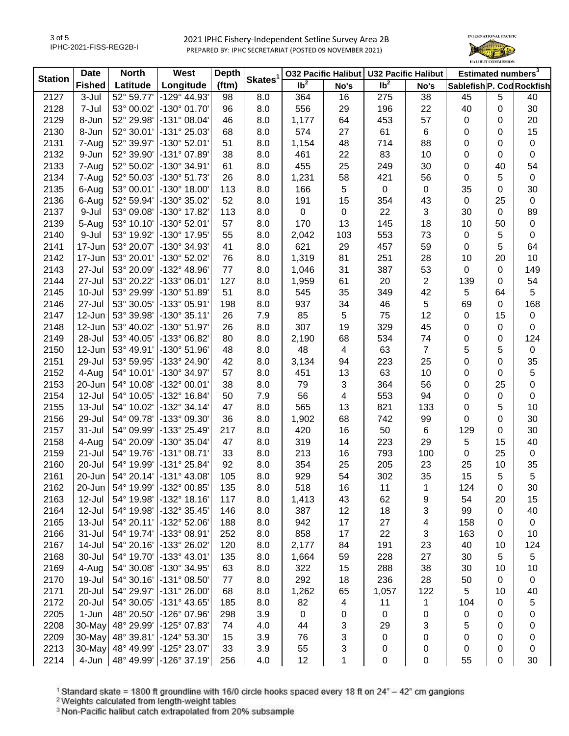# 2021 IPHC Fishery-Independent Setline Survey Area 2B

PREPARED BY: IPHC SECRETARIAT (POSTED 09 NOVEMBER 2021)

| Station | Date Fished | North Latitude | West Longitude | Depth (ftm) | Skates[1] | O32 Pacific Halibut | | U32 Pacific Halibut | | Estimated numbers[3] | | |
|---|---|---|---|---|---|---|---|---|---|---|---|---|
| | | | | | | lb[2] | No's | lb[2] | No's | Sablefish | P. Cod | Rockfish |
| 2127 | 3-Jul | 52° 59.77' | -129° 44.93' | 98 | 8.0 | 364 | 16 | 275 | 38 | 45 | 5 | 40 |
| 2128 | 7-Jul | 53° 00.02' | -130° 01.70' | 96 | 8.0 | 556 | 29 | 196 | 22 | 40 | 0 | 30 |
| 2129 | 8-Jun | 52° 29.98' | -131° 08.04' | 46 | 8.0 | 1,177 | 64 | 453 | 57 | 0 | 0 | 20 |
| 2130 | 8-Jun | 52° 30.01' | -131° 25.03' | 68 | 8.0 | 574 | 27 | 61 | 6 | 0 | 0 | 15 |
| 2131 | 7-Aug | 52° 39.97' | -130° 52.01' | 51 | 8.0 | 1,154 | 48 | 714 | 88 | 0 | 0 | 0 |
| 2132 | 9-Jun | 52° 39.90' | -131° 07.89' | 38 | 8.0 | 461 | 22 | 83 | 10 | 0 | 0 | 0 |
| 2133 | 7-Aug | 52° 50.02' | -130° 34.91' | 61 | 8.0 | 455 | 25 | 249 | 30 | 0 | 40 | 54 |
| 2134 | 7-Aug | 52° 50.03' | -130° 51.73' | 26 | 8.0 | 1,231 | 58 | 421 | 56 | 0 | 5 | 0 |
| 2135 | 6-Aug | 53° 00.01' | -130° 18.00' | 113 | 8.0 | 166 | 5 | 0 | 0 | 35 | 0 | 30 |
| 2136 | 6-Aug | 52° 59.94' | -130° 35.02' | 52 | 8.0 | 191 | 15 | 354 | 43 | 0 | 25 | 0 |
| 2137 | 9-Jul | 53° 09.08' | -130° 17.82' | 113 | 8.0 | 0 | 0 | 22 | 3 | 30 | 0 | 89 |
| 2139 | 5-Aug | 53° 10.10' | -130° 52.01' | 57 | 8.0 | 170 | 13 | 145 | 18 | 10 | 50 | 0 |
| 2140 | 9-Jul | 53° 19.92' | -130° 17.95' | 55 | 8.0 | 2,042 | 103 | 553 | 73 | 0 | 5 | 0 |
| 2141 | 17-Jun | 53° 20.07' | -130° 34.93' | 41 | 8.0 | 621 | 29 | 457 | 59 | 0 | 5 | 64 |
| 2142 | 17-Jun | 53° 20.01' | -130° 52.02' | 76 | 8.0 | 1,319 | 81 | 251 | 28 | 10 | 20 | 10 |
| 2143 | 27-Jul | 53° 20.09' | -132° 48.96' | 77 | 8.0 | 1,046 | 31 | 387 | 53 | 0 | 0 | 149 |
| 2144 | 27-Jul | 53° 20.22' | -133° 06.01' | 127 | 8.0 | 1,959 | 61 | 20 | 2 | 139 | 0 | 54 |
| 2145 | 10-Jul | 53° 29.99' | -130° 51.89' | 51 | 8.0 | 545 | 35 | 349 | 42 | 5 | 64 | 5 |
| 2146 | 27-Jul | 53° 30.05' | -133° 05.91' | 198 | 8.0 | 937 | 34 | 46 | 5 | 69 | 0 | 168 |
| 2147 | 12-Jun | 53° 39.98' | -130° 35.11' | 26 | 7.9 | 85 | 5 | 75 | 12 | 0 | 15 | 0 |
| 2148 | 12-Jun | 53° 40.02' | -130° 51.97' | 26 | 8.0 | 307 | 19 | 329 | 45 | 0 | 0 | 0 |
| 2149 | 28-Jul | 53° 40.05' | -133° 06.82' | 80 | 8.0 | 2,190 | 68 | 534 | 74 | 0 | 0 | 124 |
| 2150 | 12-Jun | 53° 49.91' | -130° 51.96' | 48 | 8.0 | 48 | 4 | 63 | 7 | 5 | 5 | 0 |
| 2151 | 29-Jul | 53° 59.95' | -133° 24.90' | 42 | 8.0 | 3,134 | 94 | 223 | 25 | 0 | 0 | 35 |
| 2152 | 4-Aug | 54° 10.01' | -130° 34.97' | 57 | 8.0 | 451 | 13 | 63 | 10 | 0 | 0 | 5 |
| 2153 | 20-Jun | 54° 10.08' | -132° 00.01' | 38 | 8.0 | 79 | 3 | 364 | 56 | 0 | 25 | 0 |
| 2154 | 12-Jul | 54° 10.05' | -132° 16.84' | 50 | 7.9 | 56 | 4 | 553 | 94 | 0 | 0 | 0 |
| 2155 | 13-Jul | 54° 10.02' | -132° 34.14' | 47 | 8.0 | 565 | 13 | 821 | 133 | 0 | 5 | 10 |
| 2156 | 29-Jul | 54° 09.78' | -133° 09.30' | 36 | 8.0 | 1,902 | 68 | 742 | 99 | 0 | 0 | 30 |
| 2157 | 31-Jul | 54° 09.99' | -133° 25.49' | 217 | 8.0 | 420 | 16 | 50 | 6 | 129 | 0 | 30 |
| 2158 | 4-Aug | 54° 20.09' | -130° 35.04' | 47 | 8.0 | 319 | 14 | 223 | 29 | 5 | 15 | 40 |
| 2159 | 21-Jul | 54° 19.76' | -131° 08.71' | 33 | 8.0 | 213 | 16 | 793 | 100 | 0 | 25 | 0 |
| 2160 | 20-Jul | 54° 19.99' | -131° 25.84' | 92 | 8.0 | 354 | 25 | 205 | 23 | 25 | 10 | 35 |
| 2161 | 20-Jun | 54° 20.14' | -131° 43.08' | 105 | 8.0 | 929 | 54 | 302 | 35 | 15 | 5 | 5 |
| 2162 | 20-Jun | 54° 19.99' | -132° 00.85' | 135 | 8.0 | 518 | 16 | 11 | 1 | 124 | 0 | 30 |
| 2163 | 12-Jul | 54° 19.98' | -132° 18.16' | 117 | 8.0 | 1,413 | 43 | 62 | 9 | 54 | 20 | 15 |
| 2164 | 12-Jul | 54° 19.98' | -132° 35.45' | 146 | 8.0 | 387 | 12 | 18 | 3 | 99 | 0 | 40 |
| 2165 | 13-Jul | 54° 20.11' | -132° 52.06' | 188 | 8.0 | 942 | 17 | 27 | 4 | 158 | 0 | 0 |
| 2166 | 31-Jul | 54° 19.74' | -133° 08.91' | 252 | 8.0 | 858 | 17 | 22 | 3 | 163 | 0 | 10 |
| 2167 | 14-Jul | 54° 20.16' | -133° 26.02' | 120 | 8.0 | 2,177 | 84 | 191 | 23 | 40 | 10 | 124 |
| 2168 | 30-Jul | 54° 19.70' | -133° 43.01' | 135 | 8.0 | 1,664 | 59 | 228 | 27 | 30 | 5 | 5 |
| 2169 | 4-Aug | 54° 30.08' | -130° 34.95' | 63 | 8.0 | 322 | 15 | 288 | 38 | 30 | 10 | 10 |
| 2170 | 19-Jul | 54° 30.16' | -131° 08.50' | 77 | 8.0 | 292 | 18 | 236 | 28 | 50 | 0 | 0 |
| 2171 | 20-Jul | 54° 29.97' | -131° 26.00' | 68 | 8.0 | 1,262 | 65 | 1,057 | 122 | 5 | 10 | 40 |
| 2172 | 20-Jul | 54° 30.05' | -131° 43.65' | 185 | 8.0 | 82 | 4 | 11 | 1 | 104 | 0 | 5 |
| 2205 | 1-Jun | 48° 20.50' | -126° 07.96' | 298 | 3.9 | 0 | 0 | 0 | 0 | 0 | 0 | 0 |
| 2208 | 30-May | 48° 29.99' | -125° 07.83' | 74 | 4.0 | 44 | 3 | 29 | 3 | 5 | 0 | 0 |
| 2209 | 30-May | 48° 39.81' | -124° 53.30' | 15 | 3.9 | 76 | 3 | 0 | 0 | 0 | 0 | 0 |
| 2213 | 30-May | 48° 49.99' | -125° 23.07' | 33 | 3.9 | 55 | 3 | 0 | 0 | 0 | 0 | 0 |
| 2214 | 4-Jun | 48° 49.99' | -126° 37.19' | 256 | 4.0 | 12 | 1 | 0 | 0 | 55 | 0 | 30 |

[1] Standard skate = 1800 ft groundline with 16/0 circle hooks spaced every 18 ft on 24" – 42" cm gangions

[2] Weights calculated from length-weight tables

[3] Non-Pacific halibut catch extrapolated from 20% subsample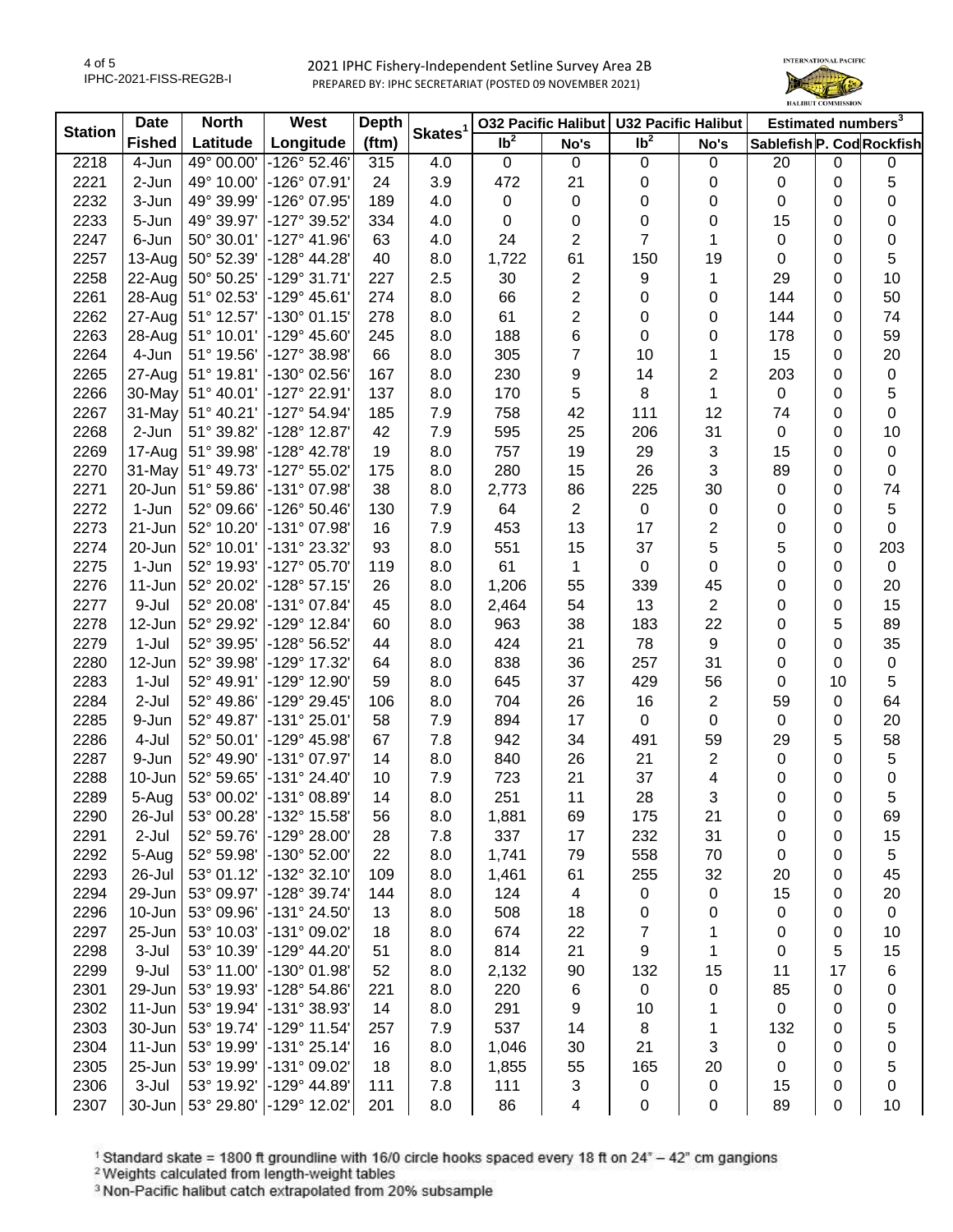## 2021 IPHC Fishery-Independent Setline Survey Area 2B

PREPARED BY: IPHC SECRETARIAT (POSTED 09 NOVEMBER 2021)

| Station | Date Fished | North Latitude | West Longitude | Depth (ftm) | Skates[1] | O32 Pacific Halibut | | U32 Pacific Halibut | | Estimated numbers[3] | | |
|---|---|---|---|---|---|---|---|---|---|---|---|---|
| | | | | | | lb[2] | No's | lb[2] | No's | Sablefish | P. Cod | Rockfish |
| 2218 | 4-Jun | 49° 00.00' | -126° 52.46' | 315 | 4.0 | 0 | 0 | 0 | 0 | 20 | 0 | 0 |
| 2221 | 2-Jun | 49° 10.00' | -126° 07.91' | 24 | 3.9 | 472 | 21 | 0 | 0 | 0 | 0 | 5 |
| 2232 | 3-Jun | 49° 39.99' | -126° 07.95' | 189 | 4.0 | 0 | 0 | 0 | 0 | 0 | 0 | 0 |
| 2233 | 5-Jun | 49° 39.97' | -127° 39.52' | 334 | 4.0 | 0 | 0 | 0 | 0 | 15 | 0 | 0 |
| 2247 | 6-Jun | 50° 30.01' | -127° 41.96' | 63 | 4.0 | 24 | 2 | 7 | 1 | 0 | 0 | 0 |
| 2257 | 13-Aug | 50° 52.39' | -128° 44.28' | 40 | 8.0 | 1,722 | 61 | 150 | 19 | 0 | 0 | 5 |
| 2258 | 22-Aug | 50° 50.25' | -129° 31.71' | 227 | 2.5 | 30 | 2 | 9 | 1 | 29 | 0 | 10 |
| 2261 | 28-Aug | 51° 02.53' | -129° 45.61' | 274 | 8.0 | 66 | 2 | 0 | 0 | 144 | 0 | 50 |
| 2262 | 27-Aug | 51° 12.57' | -130° 01.15' | 278 | 8.0 | 61 | 2 | 0 | 0 | 144 | 0 | 74 |
| 2263 | 28-Aug | 51° 10.01' | -129° 45.60' | 245 | 8.0 | 188 | 6 | 0 | 0 | 178 | 0 | 59 |
| 2264 | 4-Jun | 51° 19.56' | -127° 38.98' | 66 | 8.0 | 305 | 7 | 10 | 1 | 15 | 0 | 20 |
| 2265 | 27-Aug | 51° 19.81' | -130° 02.56' | 167 | 8.0 | 230 | 9 | 14 | 2 | 203 | 0 | 0 |
| 2266 | 30-May | 51° 40.01' | -127° 22.91' | 137 | 8.0 | 170 | 5 | 8 | 1 | 0 | 0 | 5 |
| 2267 | 31-May | 51° 40.21' | -127° 54.94' | 185 | 7.9 | 758 | 42 | 111 | 12 | 74 | 0 | 0 |
| 2268 | 2-Jun | 51° 39.82' | -128° 12.87' | 42 | 7.9 | 595 | 25 | 206 | 31 | 0 | 0 | 10 |
| 2269 | 17-Aug | 51° 39.98' | -128° 42.78' | 19 | 8.0 | 757 | 19 | 29 | 3 | 15 | 0 | 0 |
| 2270 | 31-May | 51° 49.73' | -127° 55.02' | 175 | 8.0 | 280 | 15 | 26 | 3 | 89 | 0 | 0 |
| 2271 | 20-Jun | 51° 59.86' | -131° 07.98' | 38 | 8.0 | 2,773 | 86 | 225 | 30 | 0 | 0 | 74 |
| 2272 | 1-Jun | 52° 09.66' | -126° 50.46' | 130 | 7.9 | 64 | 2 | 0 | 0 | 0 | 0 | 5 |
| 2273 | 21-Jun | 52° 10.20' | -131° 07.98' | 16 | 7.9 | 453 | 13 | 17 | 2 | 0 | 0 | 0 |
| 2274 | 20-Jun | 52° 10.01' | -131° 23.32' | 93 | 8.0 | 551 | 15 | 37 | 5 | 5 | 0 | 203 |
| 2275 | 1-Jun | 52° 19.93' | -127° 05.70' | 119 | 8.0 | 61 | 1 | 0 | 0 | 0 | 0 | 0 |
| 2276 | 11-Jun | 52° 20.02' | -128° 57.15' | 26 | 8.0 | 1,206 | 55 | 339 | 45 | 0 | 0 | 20 |
| 2277 | 9-Jul | 52° 20.08' | -131° 07.84' | 45 | 8.0 | 2,464 | 54 | 13 | 2 | 0 | 0 | 15 |
| 2278 | 12-Jun | 52° 29.92' | -129° 12.84' | 60 | 8.0 | 963 | 38 | 183 | 22 | 0 | 5 | 89 |
| 2279 | 1-Jul | 52° 39.95' | -128° 56.52' | 44 | 8.0 | 424 | 21 | 78 | 9 | 0 | 0 | 35 |
| 2280 | 12-Jun | 52° 39.98' | -129° 17.32' | 64 | 8.0 | 838 | 36 | 257 | 31 | 0 | 0 | 0 |
| 2283 | 1-Jul | 52° 49.91' | -129° 12.90' | 59 | 8.0 | 645 | 37 | 429 | 56 | 0 | 10 | 5 |
| 2284 | 2-Jul | 52° 49.86' | -129° 29.45' | 106 | 8.0 | 704 | 26 | 16 | 2 | 59 | 0 | 64 |
| 2285 | 9-Jun | 52° 49.87' | -131° 25.01' | 58 | 7.9 | 894 | 17 | 0 | 0 | 0 | 0 | 20 |
| 2286 | 4-Jul | 52° 50.01' | -129° 45.98' | 67 | 7.8 | 942 | 34 | 491 | 59 | 29 | 5 | 58 |
| 2287 | 9-Jun | 52° 49.90' | -131° 07.97' | 14 | 8.0 | 840 | 26 | 21 | 2 | 0 | 0 | 5 |
| 2288 | 10-Jun | 52° 59.65' | -131° 24.40' | 10 | 7.9 | 723 | 21 | 37 | 4 | 0 | 0 | 0 |
| 2289 | 5-Aug | 53° 00.02' | -131° 08.89' | 14 | 8.0 | 251 | 11 | 28 | 3 | 0 | 0 | 5 |
| 2290 | 26-Jul | 53° 00.28' | -132° 15.58' | 56 | 8.0 | 1,881 | 69 | 175 | 21 | 0 | 0 | 69 |
| 2291 | 2-Jul | 52° 59.76' | -129° 28.00' | 28 | 7.8 | 337 | 17 | 232 | 31 | 0 | 0 | 15 |
| 2292 | 5-Aug | 52° 59.98' | -130° 52.00' | 22 | 8.0 | 1,741 | 79 | 558 | 70 | 0 | 0 | 5 |
| 2293 | 26-Jul | 53° 01.12' | -132° 32.10' | 109 | 8.0 | 1,461 | 61 | 255 | 32 | 20 | 0 | 45 |
| 2294 | 29-Jun | 53° 09.97' | -128° 39.74' | 144 | 8.0 | 124 | 4 | 0 | 0 | 15 | 0 | 20 |
| 2296 | 10-Jun | 53° 09.96' | -131° 24.50' | 13 | 8.0 | 508 | 18 | 0 | 0 | 0 | 0 | 0 |
| 2297 | 25-Jun | 53° 10.03' | -131° 09.02' | 18 | 8.0 | 674 | 22 | 7 | 1 | 0 | 0 | 10 |
| 2298 | 3-Jul | 53° 10.39' | -129° 44.20' | 51 | 8.0 | 814 | 21 | 9 | 1 | 0 | 5 | 15 |
| 2299 | 9-Jul | 53° 11.00' | -130° 01.98' | 52 | 8.0 | 2,132 | 90 | 132 | 15 | 11 | 17 | 6 |
| 2301 | 29-Jun | 53° 19.93' | -128° 54.86' | 221 | 8.0 | 220 | 6 | 0 | 0 | 85 | 0 | 0 |
| 2302 | 11-Jun | 53° 19.94' | -131° 38.93' | 14 | 8.0 | 291 | 9 | 10 | 1 | 0 | 0 | 0 |
| 2303 | 30-Jun | 53° 19.74' | -129° 11.54' | 257 | 7.9 | 537 | 14 | 8 | 1 | 132 | 0 | 5 |
| 2304 | 11-Jun | 53° 19.99' | -131° 25.14' | 16 | 8.0 | 1,046 | 30 | 21 | 3 | 0 | 0 | 0 |
| 2305 | 25-Jun | 53° 19.99' | -131° 09.02' | 18 | 8.0 | 1,855 | 55 | 165 | 20 | 0 | 0 | 5 |
| 2306 | 3-Jul | 53° 19.92' | -129° 44.89' | 111 | 7.8 | 111 | 3 | 0 | 0 | 15 | 0 | 0 |
| 2307 | 30-Jun | 53° 29.80' | -129° 12.02' | 201 | 8.0 | 86 | 4 | 0 | 0 | 89 | 0 | 10 |

[1] Standard skate = 1800 ft groundline with 16/0 circle hooks spaced every 18 ft on 24" – 42" cm gangions

[2] Weights calculated from length-weight tables

[3] Non-Pacific halibut catch extrapolated from 20% subsample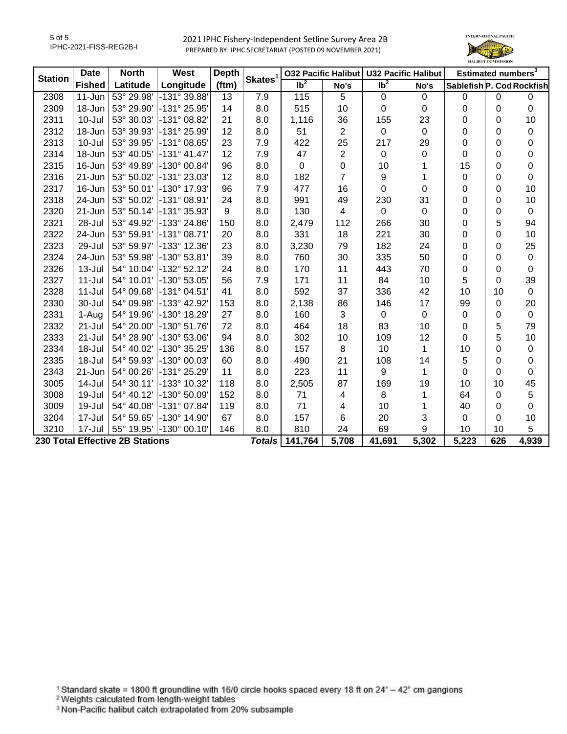# 2021 IPHC Fishery-Independent Setline Survey Area 2B

PREPARED BY: IPHC SECRETARIAT (POSTED 09 NOVEMBER 2021)

| Station | Date Fished | North Latitude | West Longitude | Depth (ftm) | Skates[1] | O32 Pacific Halibut lb[2] | O32 Pacific Halibut No's | U32 Pacific Halibut lb[2] | U32 Pacific Halibut No's | Estimated numbers[3] Sablefish | Estimated numbers[3] P. Cod | Estimated numbers[3] Rockfish |
|---|---|---|---|---|---|---|---|---|---|---|---|---|
| 2308 | 11-Jun | 53° 29.98' | -131° 39.88' | 13 | 7.9 | 115 | 5 | 0 | 0 | 0 | 0 | 0 |
| 2309 | 18-Jun | 53° 29.90' | -131° 25.95' | 14 | 8.0 | 515 | 10 | 0 | 0 | 0 | 0 | 0 |
| 2311 | 10-Jul | 53° 30.03' | -131° 08.82' | 21 | 8.0 | 1,116 | 36 | 155 | 23 | 0 | 0 | 10 |
| 2312 | 18-Jun | 53° 39.93' | -131° 25.99' | 12 | 8.0 | 51 | 2 | 0 | 0 | 0 | 0 | 0 |
| 2313 | 10-Jul | 53° 39.95' | -131° 08.65' | 23 | 7.9 | 422 | 25 | 217 | 29 | 0 | 0 | 0 |
| 2314 | 18-Jun | 53° 40.05' | -131° 41.47' | 12 | 7.9 | 47 | 2 | 0 | 0 | 0 | 0 | 0 |
| 2315 | 16-Jun | 53° 49.89' | -130° 00.84' | 96 | 8.0 | 0 | 0 | 10 | 1 | 15 | 0 | 0 |
| 2316 | 21-Jun | 53° 50.02' | -131° 23.03' | 12 | 8.0 | 182 | 7 | 9 | 1 | 0 | 0 | 0 |
| 2317 | 16-Jun | 53° 50.01' | -130° 17.93' | 96 | 7.9 | 477 | 16 | 0 | 0 | 0 | 0 | 10 |
| 2318 | 24-Jun | 53° 50.02' | -131° 08.91' | 24 | 8.0 | 991 | 49 | 230 | 31 | 0 | 0 | 10 |
| 2320 | 21-Jun | 53° 50.14' | -131° 35.93' | 9 | 8.0 | 130 | 4 | 0 | 0 | 0 | 0 | 0 |
| 2321 | 28-Jul | 53° 49.92' | -133° 24.86' | 150 | 8.0 | 2,479 | 112 | 266 | 30 | 0 | 5 | 94 |
| 2322 | 24-Jun | 53° 59.91' | -131° 08.71' | 20 | 8.0 | 331 | 18 | 221 | 30 | 0 | 0 | 10 |
| 2323 | 29-Jul | 53° 59.97' | -133° 12.36' | 23 | 8.0 | 3,230 | 79 | 182 | 24 | 0 | 0 | 25 |
| 2324 | 24-Jun | 53° 59.98' | -130° 53.81' | 39 | 8.0 | 760 | 30 | 335 | 50 | 0 | 0 | 0 |
| 2326 | 13-Jul | 54° 10.04' | -132° 52.12' | 24 | 8.0 | 170 | 11 | 443 | 70 | 0 | 0 | 0 |
| 2327 | 11-Jul | 54° 10.01' | -130° 53.05' | 56 | 7.9 | 171 | 11 | 84 | 10 | 5 | 0 | 39 |
| 2328 | 11-Jul | 54° 09.68' | -131° 04.51' | 41 | 8.0 | 592 | 37 | 336 | 42 | 10 | 10 | 0 |
| 2330 | 30-Jul | 54° 09.98' | -133° 42.92' | 153 | 8.0 | 2,138 | 86 | 146 | 17 | 99 | 0 | 20 |
| 2331 | 1-Aug | 54° 19.96' | -130° 18.29' | 27 | 8.0 | 160 | 3 | 0 | 0 | 0 | 0 | 0 |
| 2332 | 21-Jul | 54° 20.00' | -130° 51.76' | 72 | 8.0 | 464 | 18 | 83 | 10 | 0 | 5 | 79 |
| 2333 | 21-Jul | 54° 28.90' | -130° 53.06' | 94 | 8.0 | 302 | 10 | 109 | 12 | 0 | 5 | 10 |
| 2334 | 18-Jul | 54° 40.02' | -130° 35.25' | 136 | 8.0 | 157 | 8 | 10 | 1 | 10 | 0 | 0 |
| 2335 | 18-Jul | 54° 59.93' | -130° 00.03' | 60 | 8.0 | 490 | 21 | 108 | 14 | 5 | 0 | 0 |
| 2343 | 21-Jun | 54° 00.26' | -131° 25.29' | 11 | 8.0 | 223 | 11 | 9 | 1 | 0 | 0 | 0 |
| 3005 | 14-Jul | 54° 30.11' | -133° 10.32' | 118 | 8.0 | 2,505 | 87 | 169 | 19 | 10 | 10 | 45 |
| 3008 | 19-Jul | 54° 40.12' | -130° 50.09' | 152 | 8.0 | 71 | 4 | 8 | 1 | 64 | 0 | 5 |
| 3009 | 19-Jul | 54° 40.08' | -131° 07.84' | 119 | 8.0 | 71 | 4 | 10 | 1 | 40 | 0 | 0 |
| 3204 | 17-Jul | 54° 59.65' | -130° 14.90' | 67 | 8.0 | 157 | 6 | 20 | 3 | 0 | 0 | 10 |
| 3210 | 17-Jul | 55° 19.95' | -130° 00.10' | 146 | 8.0 | 810 | 24 | 69 | 9 | 10 | 10 | 5 |
| **230 Total Effective 2B Stations** | | | | | ***Totals*** | **141,764** | **5,708** | **41,691** | **5,302** | **5,223** | **626** | **4,939** |

[1] Standard skate = 1800 ft groundline with 16/0 circle hooks spaced every 18 ft on 24" – 42" cm gangions
[2] Weights calculated from length-weight tables
[3] Non-Pacific halibut catch extrapolated from 20% subsample